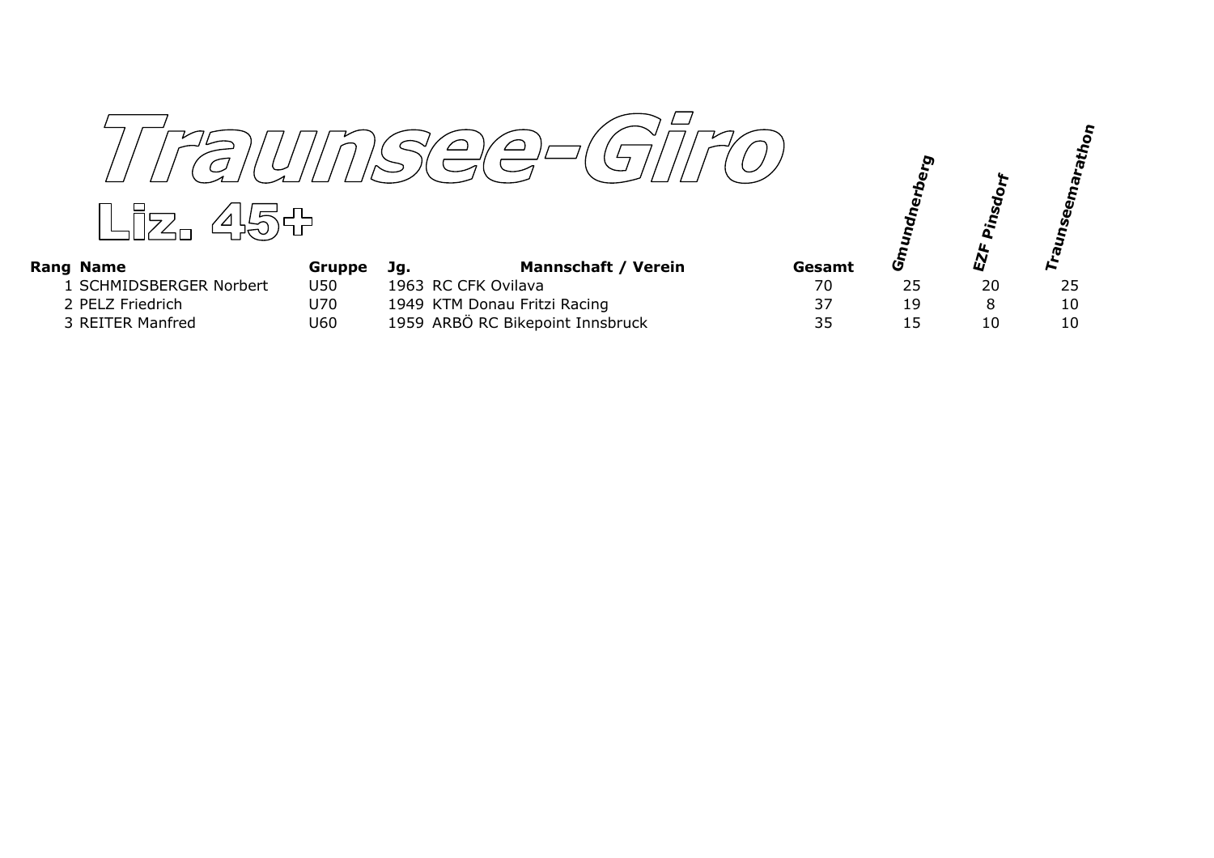# Traunsee-Giro

## Liz. 45+

| Rang | Name | Gruppe | Jg. | Mannschaft / Verein | Gesamt | Gmundnerberg | EZF Pinsdorf | Traunseemarathon |
|---|---|---|---|---|---|---|---|---|
| 1 | SCHMIDSBERGER Norbert | U50 | 1963 | RC CFK Ovilava | 70 | 25 | 20 | 25 |
| 2 | PELZ Friedrich | U70 | 1949 | KTM Donau Fritzi Racing | 37 | 19 | 8 | 10 |
| 3 | REITER Manfred | U60 | 1959 | ARBÖ RC Bikepoint Innsbruck | 35 | 15 | 10 | 10 |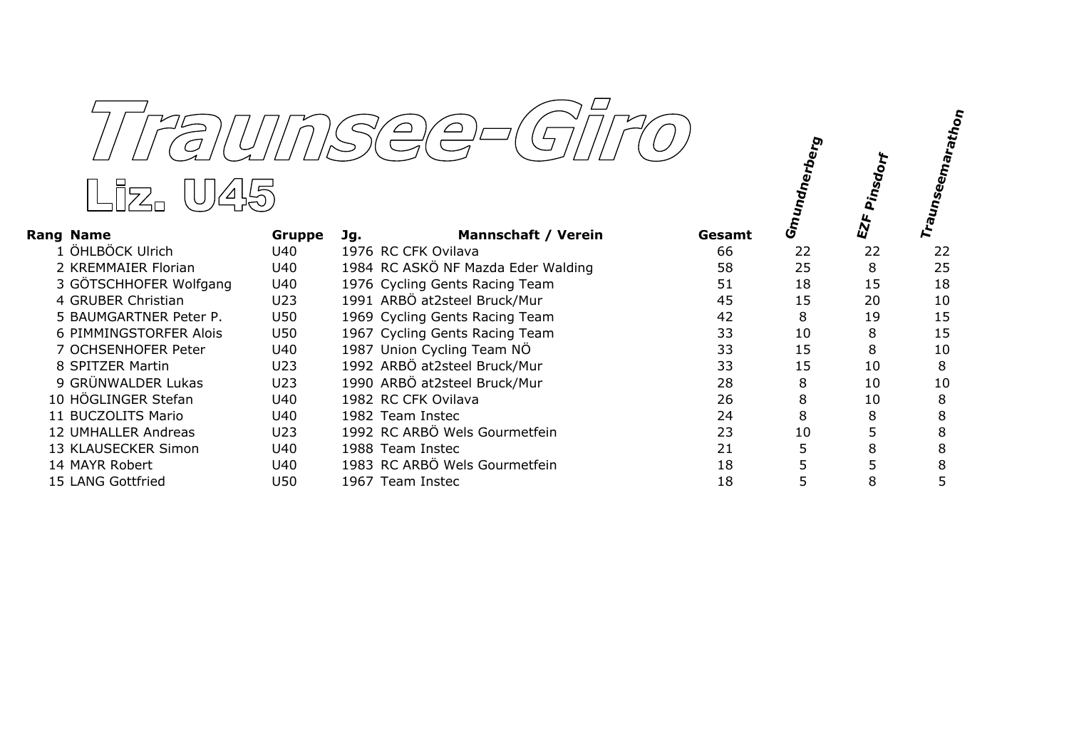# Traunsee-Giro

## Liz. U45

| Rang | Name | Gruppe | Jg. | Mannschaft / Verein | Gesamt | Gmundnerberg | EZF Pinsdorf | Traunseemarathon |
|---|---|---|---|---|---|---|---|---|
| 1 | ÖHLBÖCK Ulrich | U40 | 1976 | RC CFK Ovilava | 66 | 22 | 22 | 22 |
| 2 | KREMMAIER Florian | U40 | 1984 | RC ASKÖ NF Mazda Eder Walding | 58 | 25 | 8 | 25 |
| 3 | GÖTSCHHOFER Wolfgang | U40 | 1976 | Cycling Gents Racing Team | 51 | 18 | 15 | 18 |
| 4 | GRUBER Christian | U23 | 1991 | ARBÖ at2steel Bruck/Mur | 45 | 15 | 20 | 10 |
| 5 | BAUMGARTNER Peter P. | U50 | 1969 | Cycling Gents Racing Team | 42 | 8 | 19 | 15 |
| 6 | PIMMINGSTORFER Alois | U50 | 1967 | Cycling Gents Racing Team | 33 | 10 | 8 | 15 |
| 7 | OCHSENHOFER Peter | U40 | 1987 | Union Cycling Team NÖ | 33 | 15 | 8 | 10 |
| 8 | SPITZER Martin | U23 | 1992 | ARBÖ at2steel Bruck/Mur | 33 | 15 | 10 | 8 |
| 9 | GRÜNWALDER Lukas | U23 | 1990 | ARBÖ at2steel Bruck/Mur | 28 | 8 | 10 | 10 |
| 10 | HÖGLINGER Stefan | U40 | 1982 | RC CFK Ovilava | 26 | 8 | 10 | 8 |
| 11 | BUCZOLITS Mario | U40 | 1982 | Team Instec | 24 | 8 | 8 | 8 |
| 12 | UMHALLER Andreas | U23 | 1992 | RC ARBÖ Wels Gourmetfein | 23 | 10 | 5 | 8 |
| 13 | KLAUSECKER Simon | U40 | 1988 | Team Instec | 21 | 5 | 8 | 8 |
| 14 | MAYR Robert | U40 | 1983 | RC ARBÖ Wels Gourmetfein | 18 | 5 | 5 | 8 |
| 15 | LANG Gottfried | U50 | 1967 | Team Instec | 18 | 5 | 8 | 5 |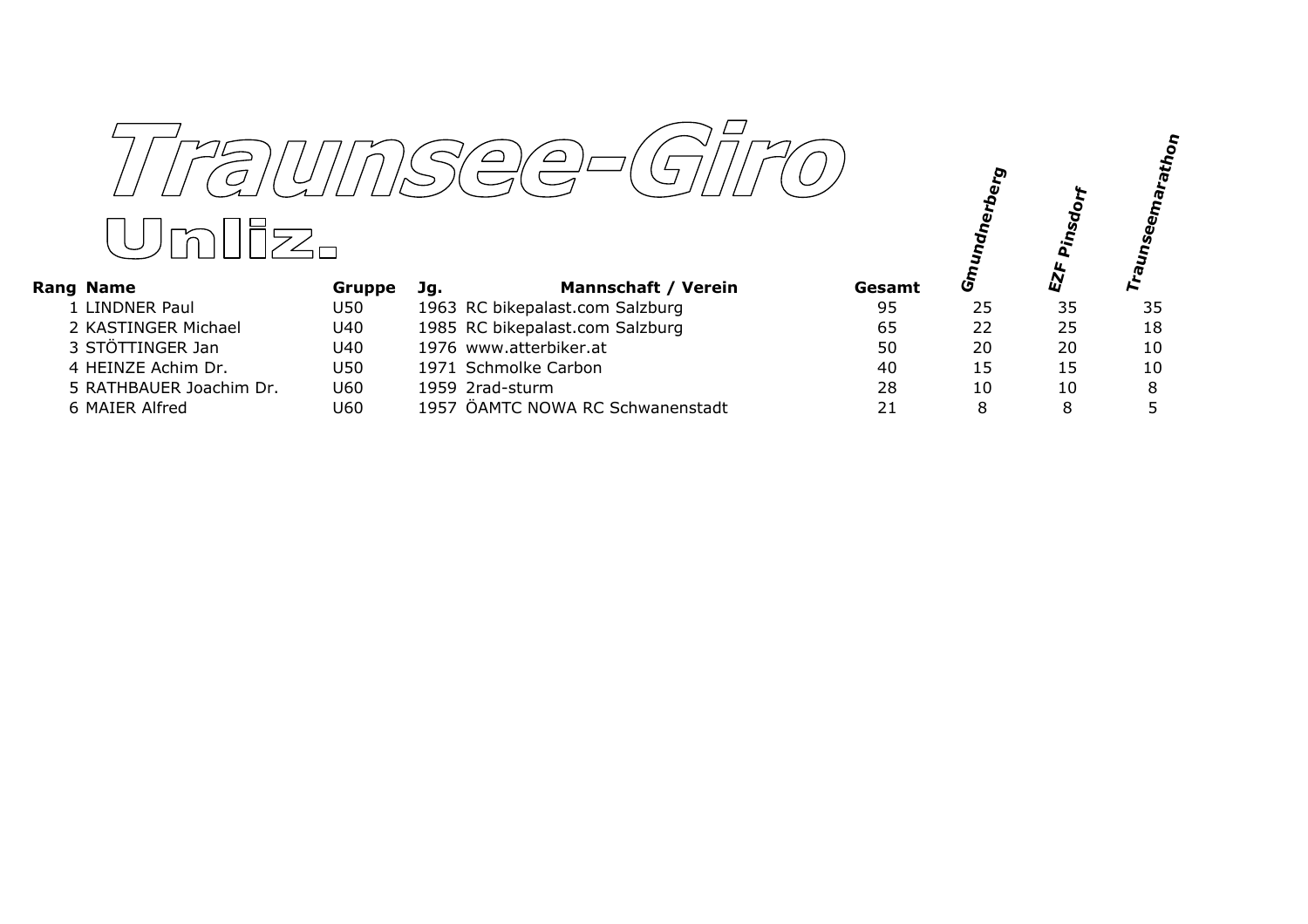# Traunsee-Giro

## Unliz.

| Rang | Name | Gruppe | Jg. | Mannschaft / Verein | Gesamt | Gmundnerberg | EZF Pinsdorf | Traunseemarathon |
|---|---|---|---|---|---|---|---|---|
| 1 | LINDNER Paul | U50 | 1963 | RC bikepalast.com Salzburg | 95 | 25 | 35 | 35 |
| 2 | KASTINGER Michael | U40 | 1985 | RC bikepalast.com Salzburg | 65 | 22 | 25 | 18 |
| 3 | STÖTTINGER Jan | U40 | 1976 | www.atterbiker.at | 50 | 20 | 20 | 10 |
| 4 | HEINZE Achim Dr. | U50 | 1971 | Schmolke Carbon | 40 | 15 | 15 | 10 |
| 5 | RATHBAUER Joachim Dr. | U60 | 1959 | 2rad-sturm | 28 | 10 | 10 | 8 |
| 6 | MAIER Alfred | U60 | 1957 | ÖAMTC NOWA RC Schwanenstadt | 21 | 8 | 8 | 5 |